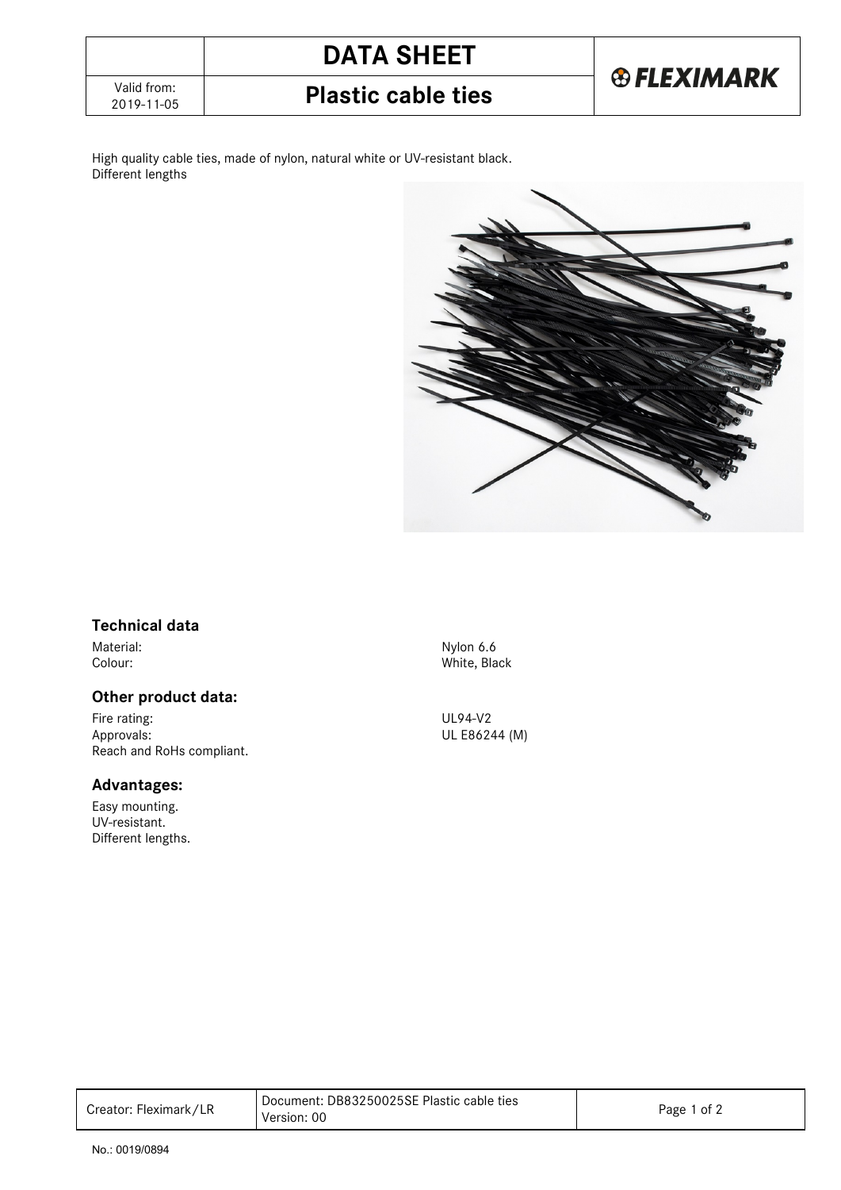# DATA SHEET

## Plastic cable ties

Valid from: 2019-11-05

FLEXIMARK

High quality cable ties, made of nylon, natural white or UV-resistant black.
Different lengths

### Technical data

| | |
|---|---|
| Material: | Nylon 6.6 |
| Colour: | White, Black |

### Other product data:

| | |
|---|---|
| Fire rating: | UL94-V2 |
| Approvals: | UL E86244 (M) |

Reach and RoHs compliant.

### Advantages:

Easy mounting.
UV-resistant.
Different lengths.

| Creator: Fleximark/LR | Document: DB83250025SE Plastic cable ties Version: 00 |
|---|---|

No.: 0019/0894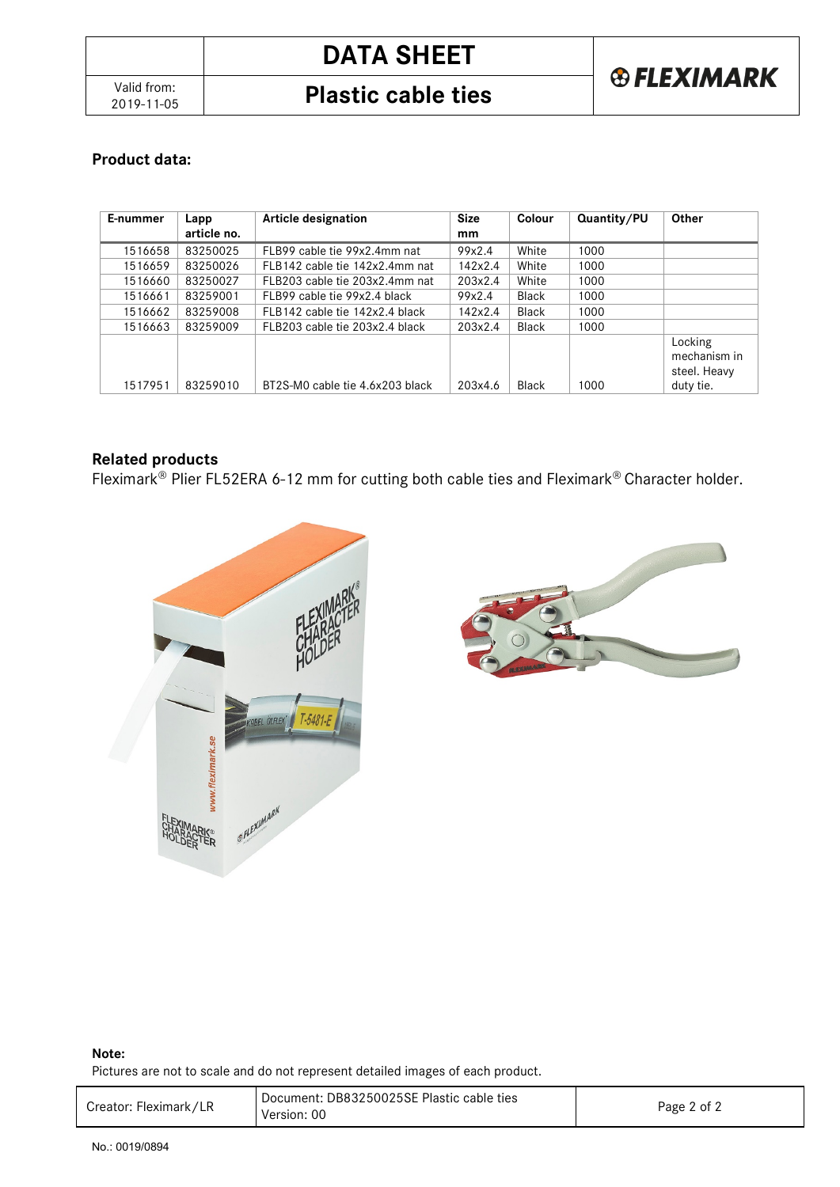# DATA SHEET

## Plastic cable ties

Valid from: 2019-11-05

**FLEXIMARK**

**Product data:**

| E-nummer | Lapp article no. | Article designation | Size mm | Colour | Quantity/PU | Other |
|---|---|---|---|---|---|---|
| 1516658 | 83250025 | FLB99 cable tie 99x2.4mm nat | 99x2.4 | White | 1000 | |
| 1516659 | 83250026 | FLB142 cable tie 142x2.4mm nat | 142x2.4 | White | 1000 | |
| 1516660 | 83250027 | FLB203 cable tie 203x2.4mm nat | 203x2.4 | White | 1000 | |
| 1516661 | 83259001 | FLB99 cable tie 99x2.4 black | 99x2.4 | Black | 1000 | |
| 1516662 | 83259008 | FLB142 cable tie 142x2.4 black | 142x2.4 | Black | 1000 | |
| 1516663 | 83259009 | FLB203 cable tie 203x2.4 black | 203x2.4 | Black | 1000 | |
| 1517951 | 83259010 | BT2S-M0 cable tie 4.6x203 black | 203x4.6 | Black | 1000 | Locking mechanism in steel. Heavy duty tie. |

**Related products**

Fleximark® Plier FL52ERA 6-12 mm for cutting both cable ties and Fleximark® Character holder.

**Note:**

Pictures are not to scale and do not represent detailed images of each product.

| Creator: Fleximark/LR | Document: DB83250025SE Plastic cable ties Version: 00 |
|---|---|

No.: 0019/0894